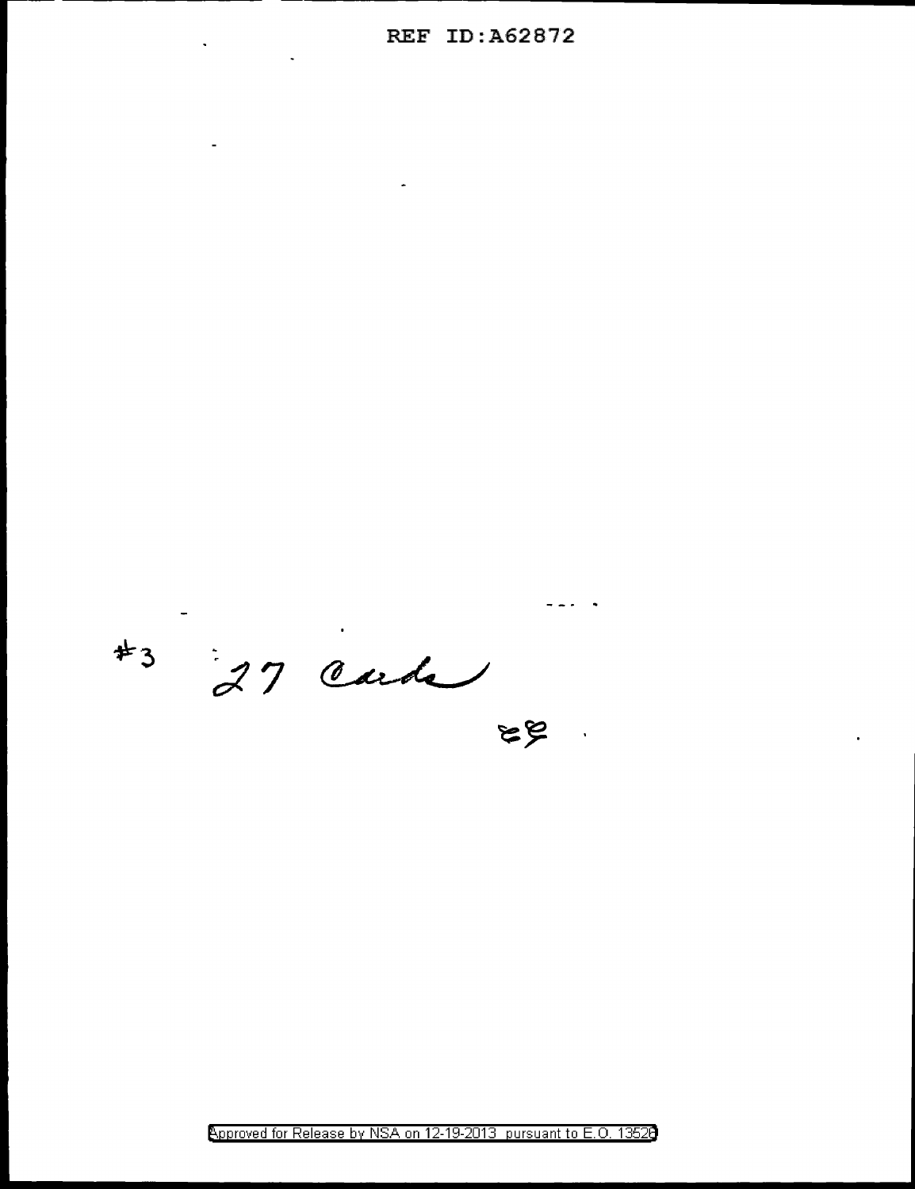#3 27 Cards

29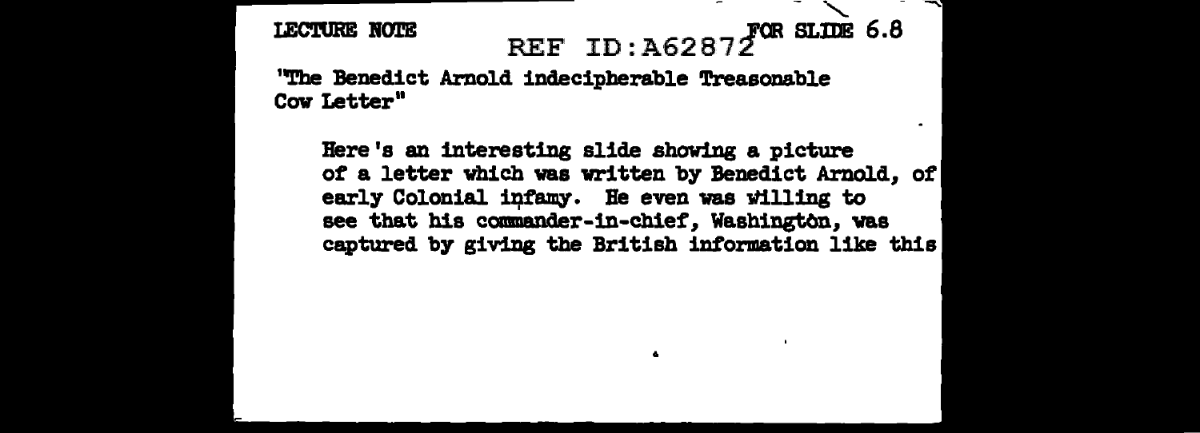LECTURE NOTE

REF ID:A62872

FOR SLIDE 6.8

"The Benedict Arnold indecipherable Treasonable Cow Letter"

Here's an interesting slide showing a picture of a letter which was written by Benedict Arnold, of early Colonial infamy. He even was willing to see that his commander-in-chief, Washington, was captured by giving the British information like this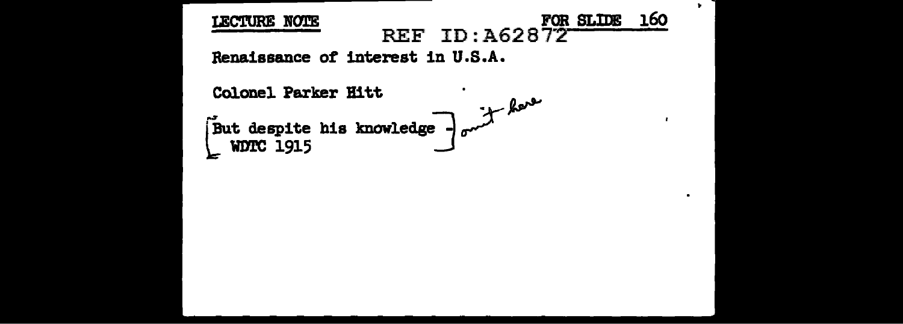**LECTURE NOTE** REF ID:A62872 **FOR SLIDE 160**

Renaissance of interest in U.S.A.

Colonel Parker Hitt

[But despite his knowledge - ] omit here
WDTC 1915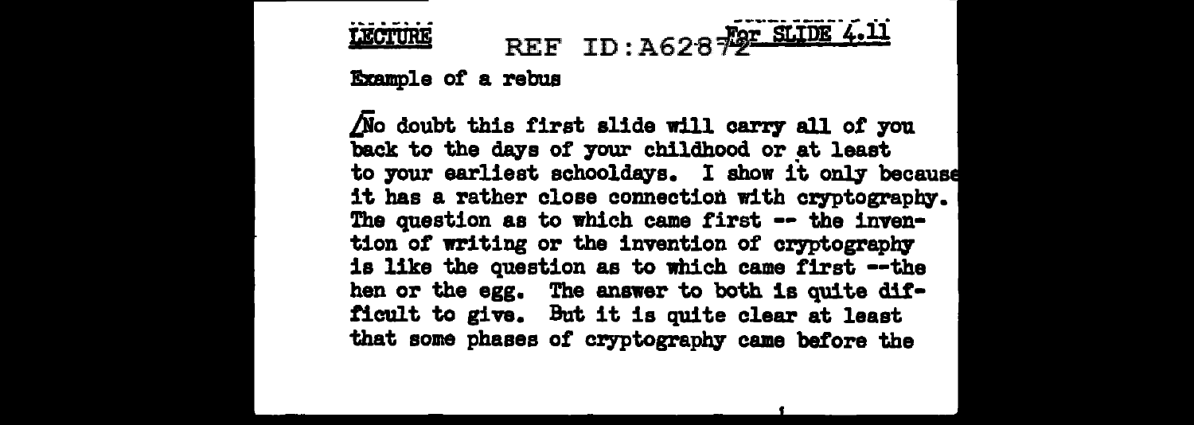LECTURE

For SLIDE 4.11

Example of a rebus

[No doubt this first slide will carry all of you back to the days of your childhood or at least to your earliest schooldays. I show it only because it has a rather close connection with cryptography. The question as to which came first -- the invention of writing or the invention of cryptography is like the question as to which came first --the hen or the egg. The answer to both is quite difficult to give. But it is quite clear at least that some phases of cryptography came before the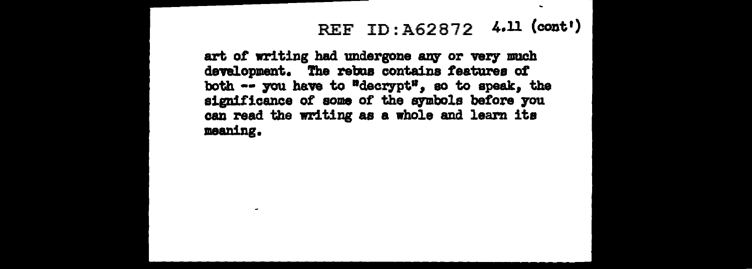4.11 (cont')

art of writing had undergone any or very much development. The rebus contains features of both -- you have to "decrypt", so to speak, the significance of some of the symbols before you can read the writing as a whole and learn its meaning.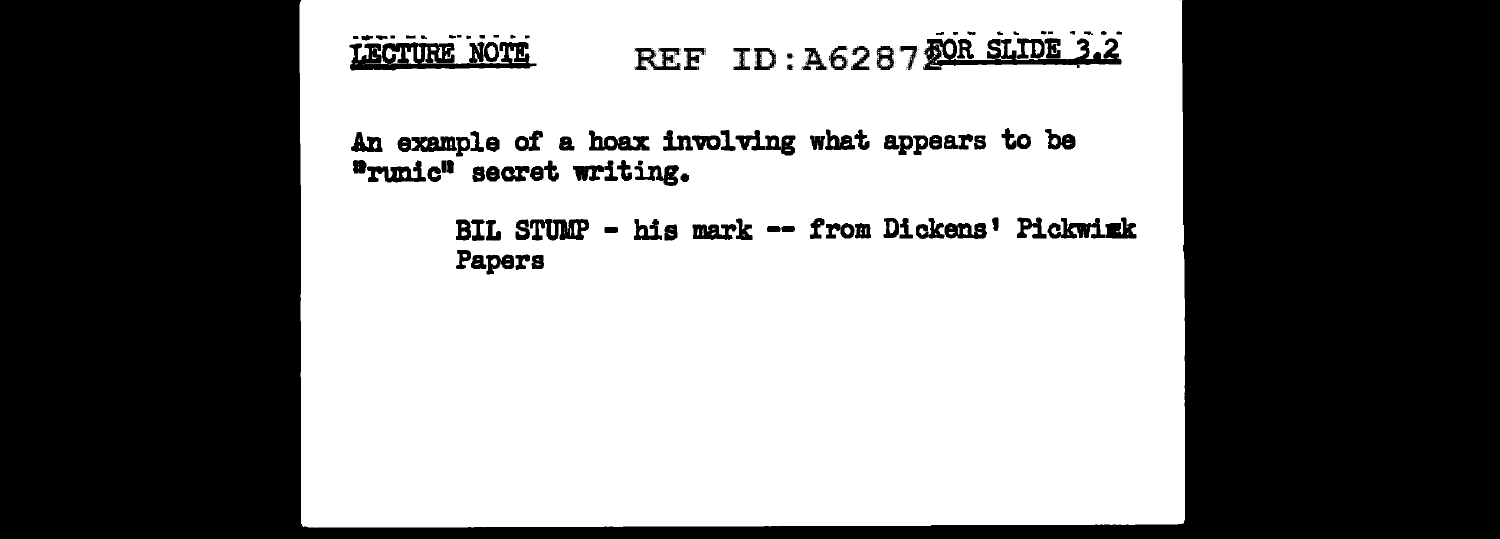LECTURE NOTE FOR SLIDE 3.2

An example of a hoax involving what appears to be "runic" secret writing.

> BIL STUMP - his mark -- from Dickens' Pickwick Papers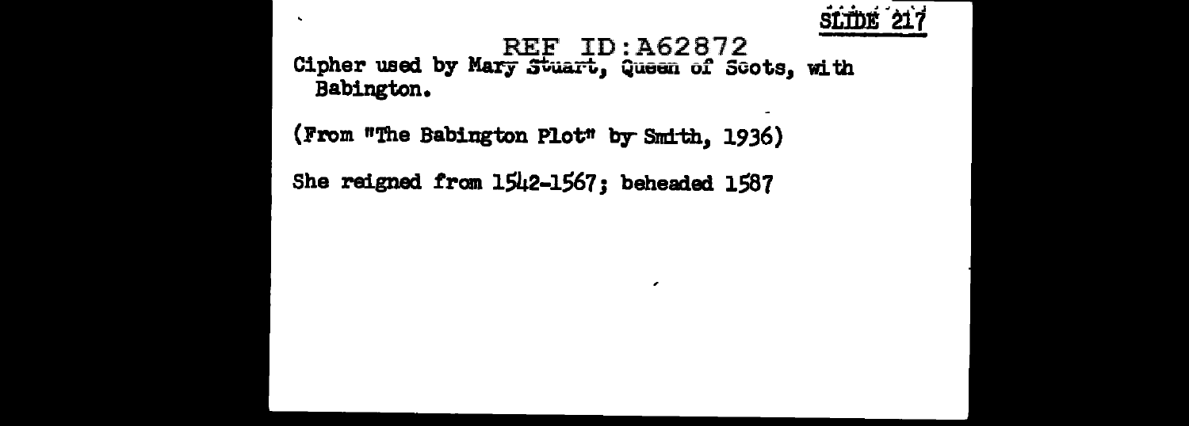SLIDE 217

REF ID:A62872

Cipher used by Mary Stuart, Queen of Scots, with Babington.

(From "The Babington Plot" by Smith, 1936)

She reigned from 1542-1567; beheaded 1587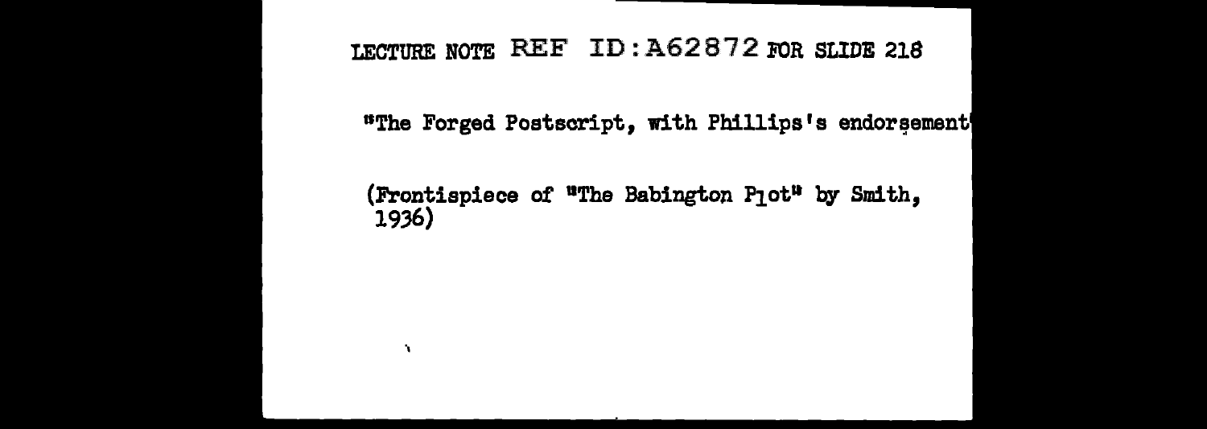LECTURE NOTE REF ID:A62872 FOR SLIDE 218

"The Forged Postscript, with Phillips's endorsement"

(Frontispiece of "The Babington Plot" by Smith, 1936)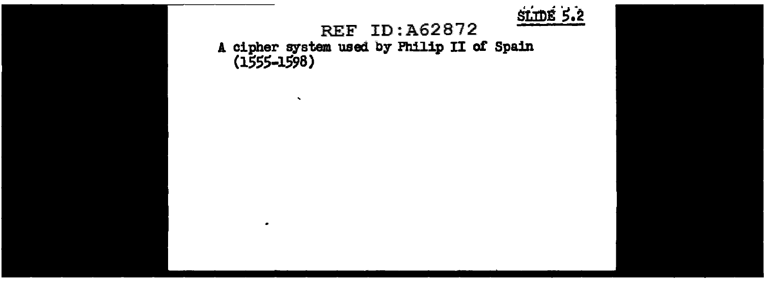SLIDE 5.2

REF ID:A62872

A cipher system used by Philip II of Spain (1555-1598)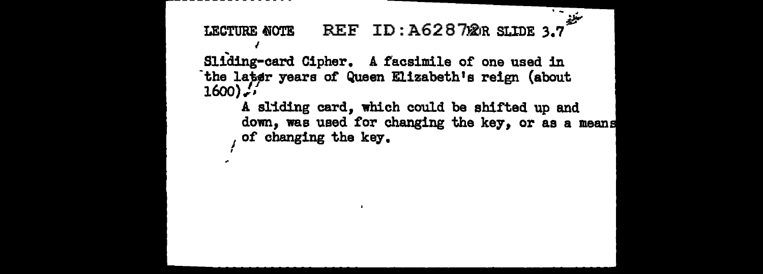LECTURE NOTE REF ID:A62878 FOR SLIDE 3.7

Sliding-card Cipher. A facsimile of one used in the later years of Queen Elizabeth's reign (about 1600).

A sliding card, which could be shifted up and down, was used for changing the key, or as a means of changing the key.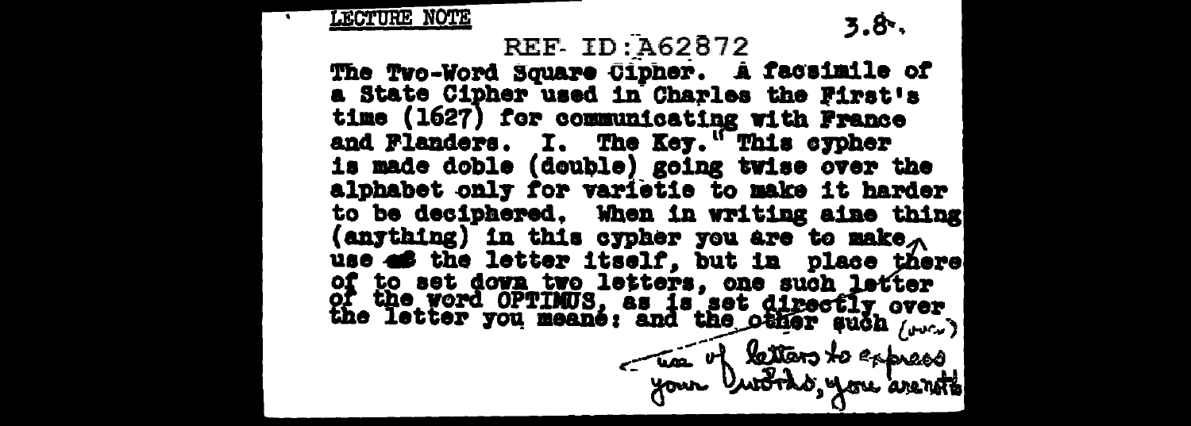LECTURE NOTE

REF ID:A62872

3.8.

The Two-Word Square Cipher. A facsimile of a State Cipher used in Charles the First's time (1627) for communicating with France and Flanders. I. The Key." This cypher is made doble (double) going twise over the alphabet only for varietie to make it harder to be deciphered. When in writing aine thing (anything) in this cypher you are to make use of the letter itself, but in place thereof to set down two letters, one such letter of the word OPTIMUS, as is set directly over the letter you meane: and the other such (over)

use of letters to express your words, you are not to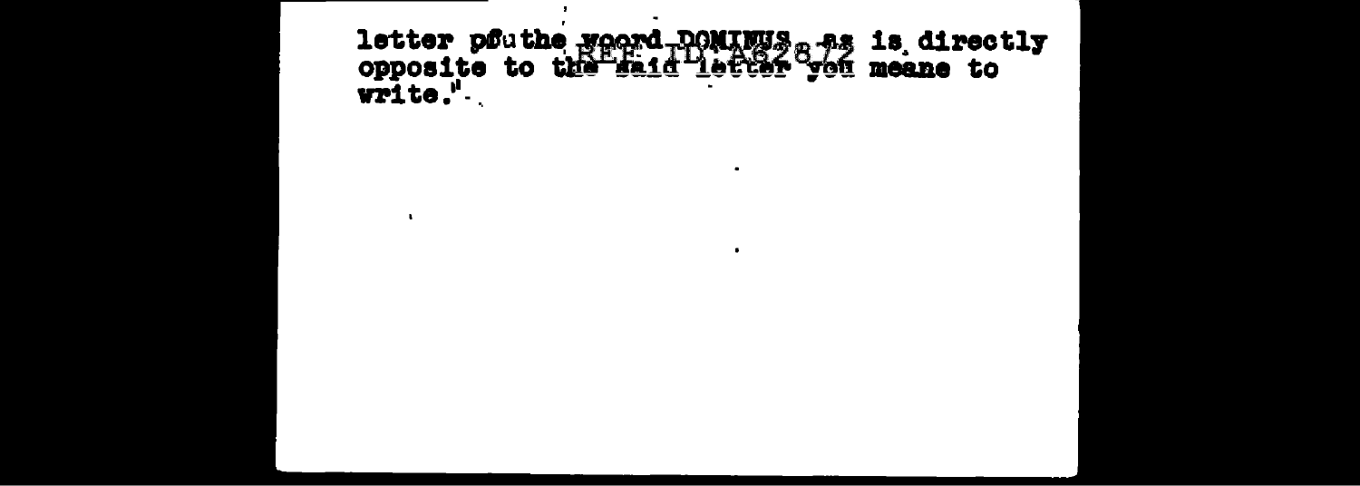letter of the woord DOMINUS, as is directly opposite to the said letter you meane to write."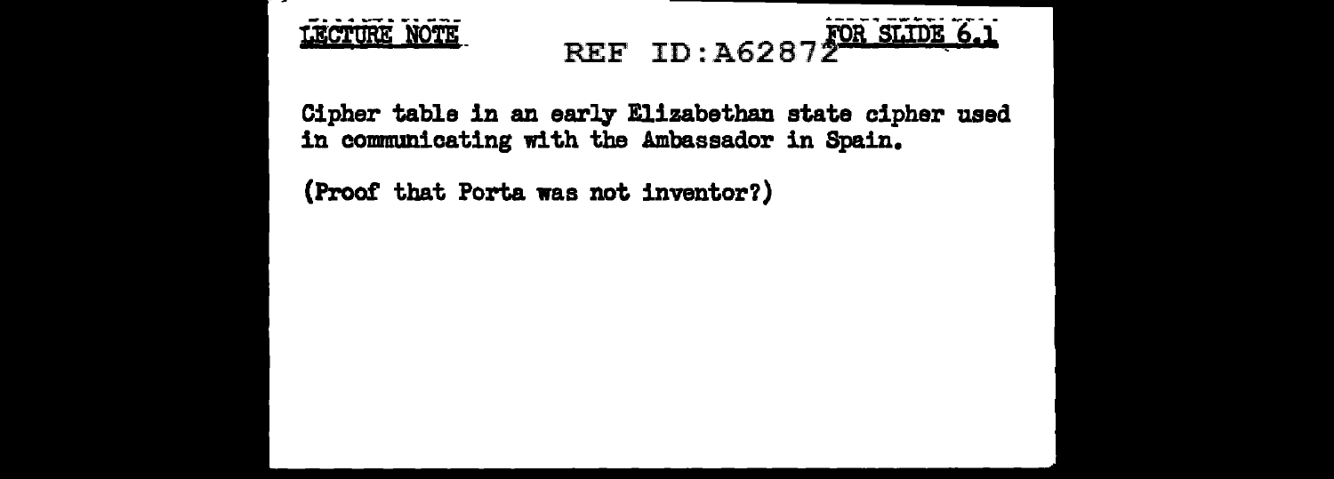LECTURE NOTE

FOR SLIDE 6.1

Cipher table in an early Elizabethan state cipher used in communicating with the Ambassador in Spain.

(Proof that Porta was not inventor?)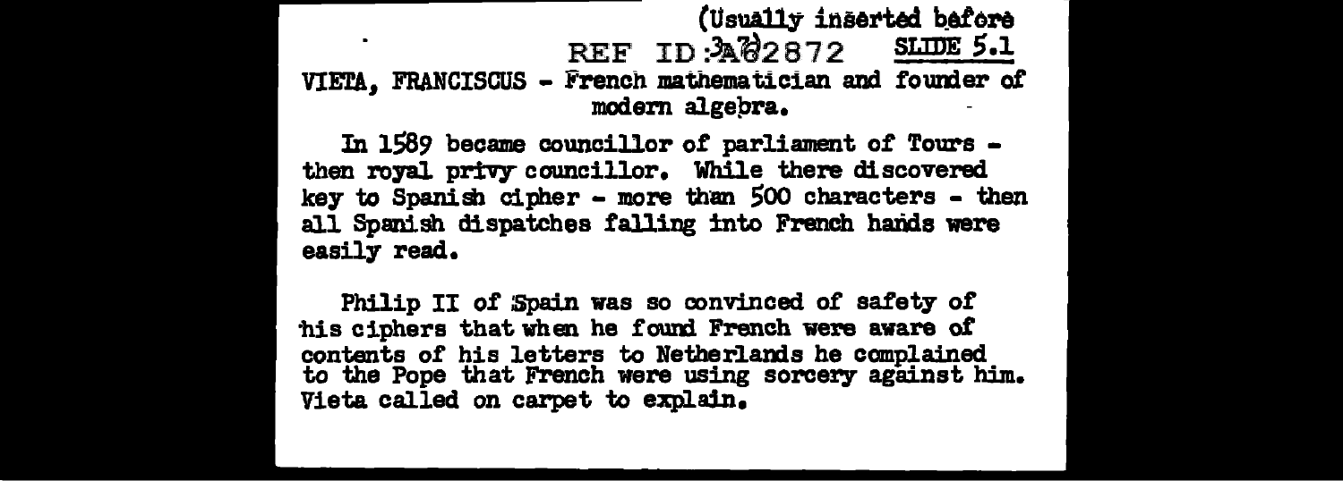(Usually inserted before SLIDE 5.1

REF ID:A62872

VIETA, FRANCISCUS - French mathematician and founder of modern algebra.

In 1589 became councillor of parliament of Tours - then royal privy councillor. While there discovered key to Spanish cipher - more than 500 characters - then all Spanish dispatches falling into French hands were easily read.

Philip II of Spain was so convinced of safety of his ciphers that when he found French were aware of contents of his letters to Netherlands he complained to the Pope that French were using sorcery against him. Vieta called on carpet to explain.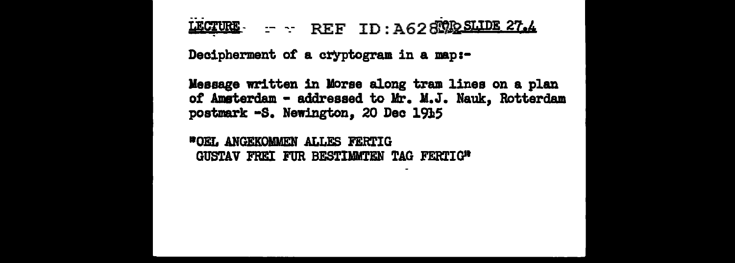LECTURE REF ID:A62&TOP SLIDE 27.4

Decipherment of a cryptogram in a map:-

Message written in Morse along tram lines on a plan of Amsterdam - addressed to Mr. M.J. Nauk, Rotterdam postmark -S. Newington, 20 Dec 1915

"OEL ANGEKOMMEN ALLES FERTIG
GUSTAV FREI FUR BESTIMMTEN TAG FERTIG"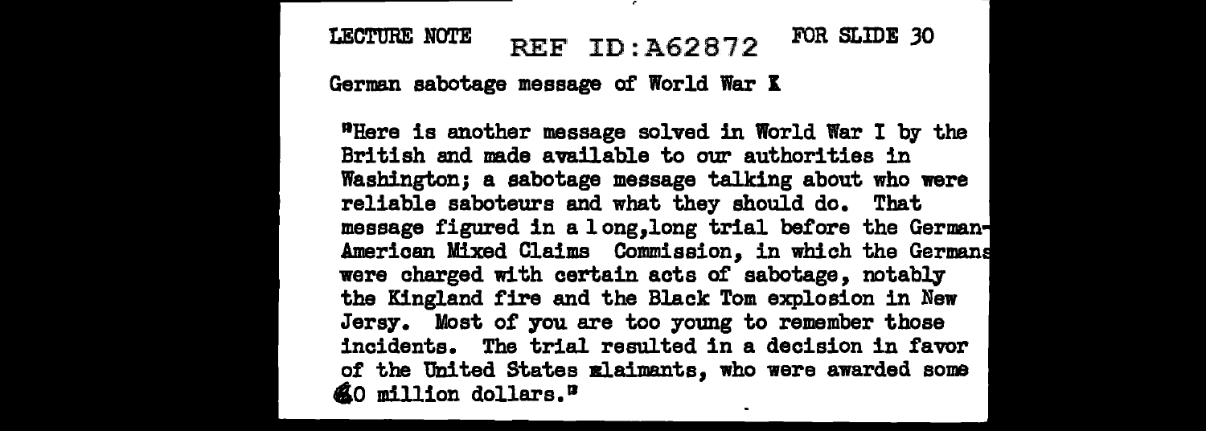LECTURE NOTE REF ID:A62872 FOR SLIDE 30

German sabotage message of World War I

"Here is another message solved in World War I by the British and made available to our authorities in Washington; a sabotage message talking about who were reliable saboteurs and what they should do. That message figured in a long,long trial before the German-American Mixed Claims Commission, in which the Germans were charged with certain acts of sabotage, notably the Kingland fire and the Black Tom explosion in New Jersey. Most of you are too young to remember those incidents. The trial resulted in a decision in favor of the United States claimants, who were awarded some 50 million dollars."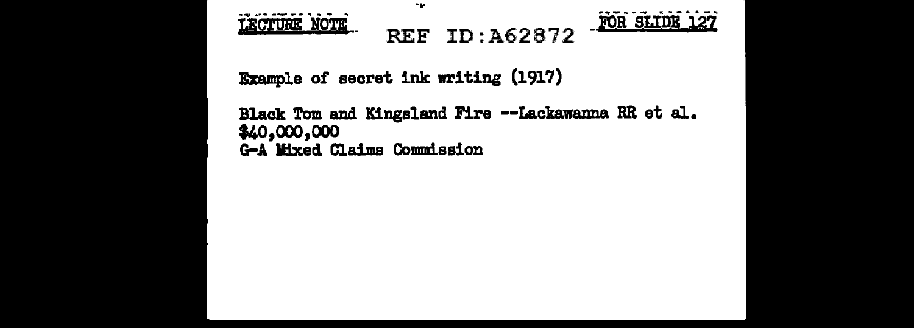LECTURE NOTE REF ID:A62872 FOR SLIDE 127

Example of secret ink writing (1917)

Black Tom and Kingsland Fire --Lackawanna RR et al.
$40,000,000
G-A Mixed Claims Commission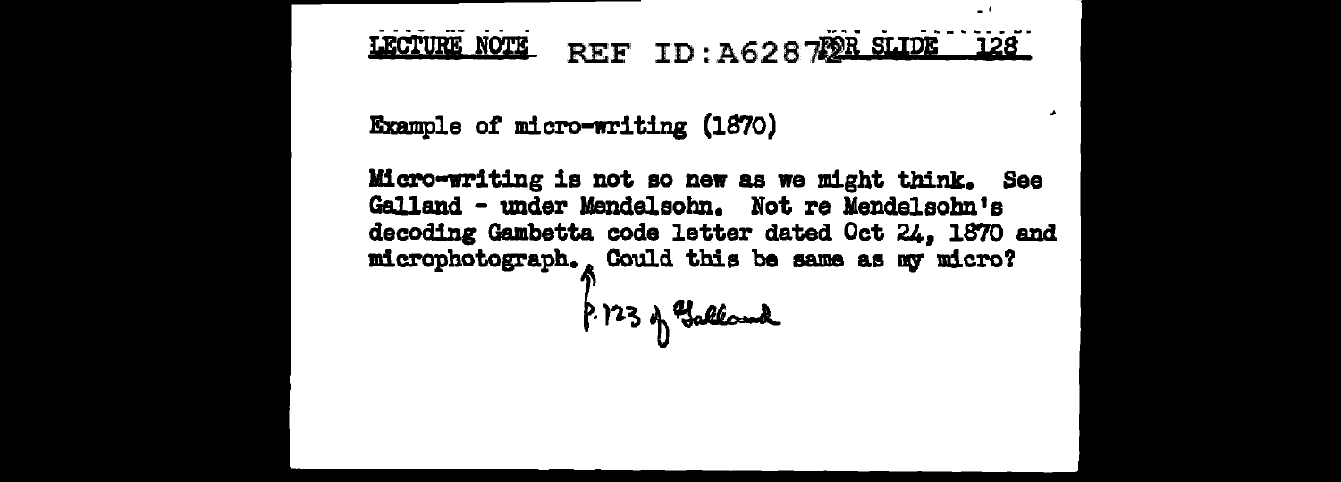LECTURE NOTE REF ID:A62872 FOR SLIDE 128

Example of micro-writing (1870)

Micro-writing is not so new as we might think. See Galland - under Mendelsohn. Not re Mendelsohn's decoding Gambetta code letter dated Oct 24, 1870 and microphotograph. Could this be same as my micro?

p. 123 of Galland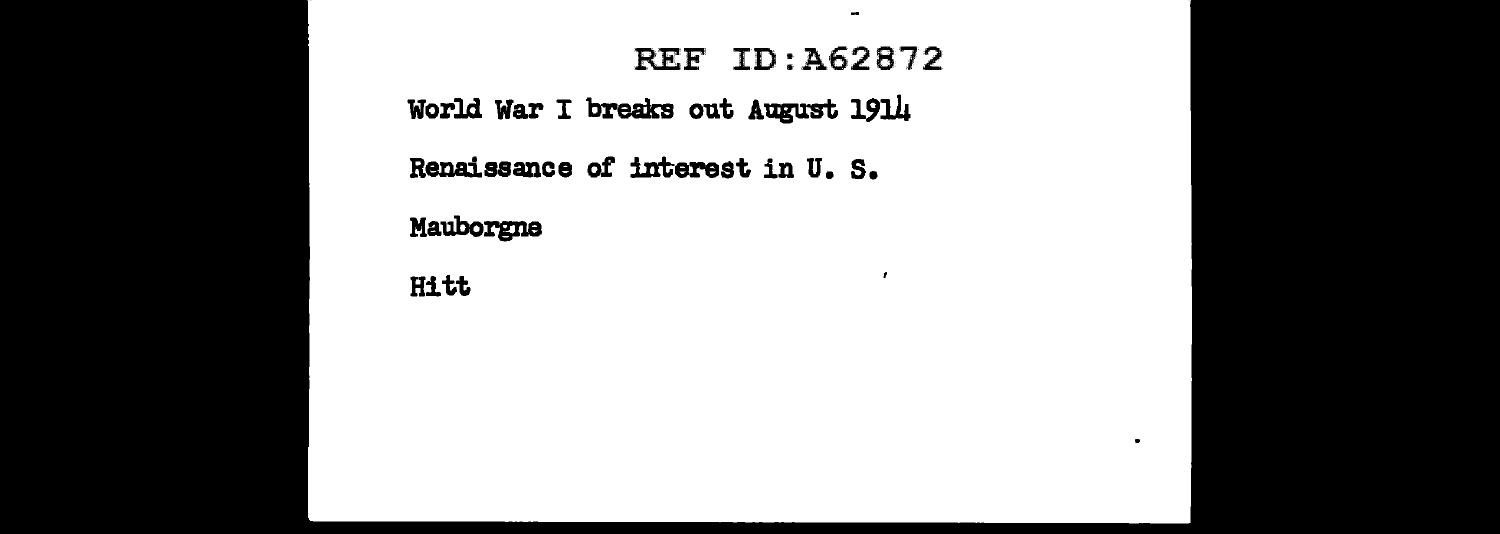World War I breaks out August 1914

Renaissance of interest in U. S.

Mauborgne

Hitt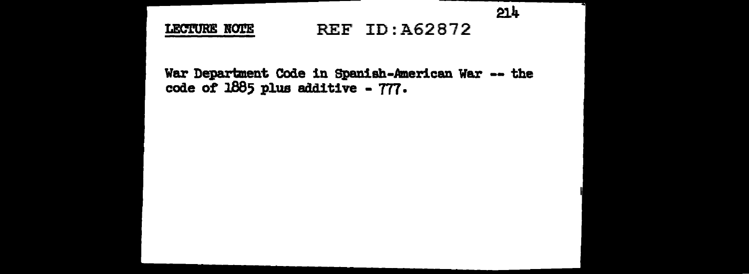**LECTURE NOTE** REF ID:A62872

War Department Code in Spanish-American War -- the code of 1885 plus additive - 777.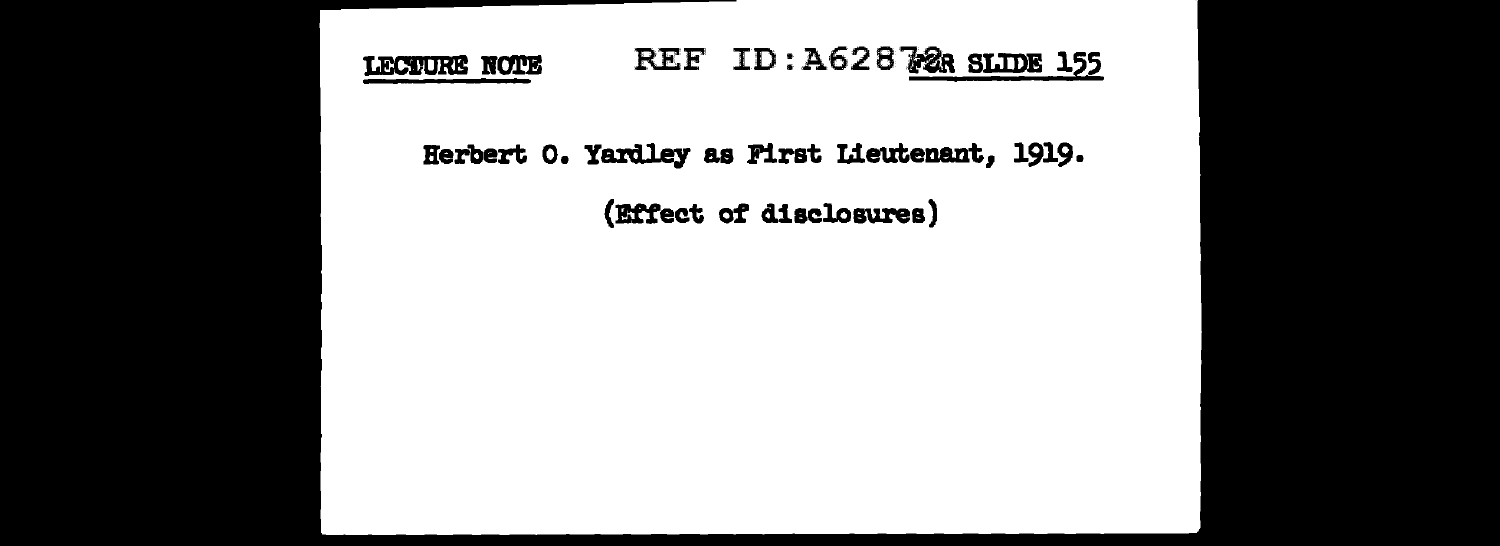LECTURE NOTE REF ID:A62872 FOR SLIDE 155

Herbert O. Yardley as First Lieutenant, 1919.

(Effect of disclosures)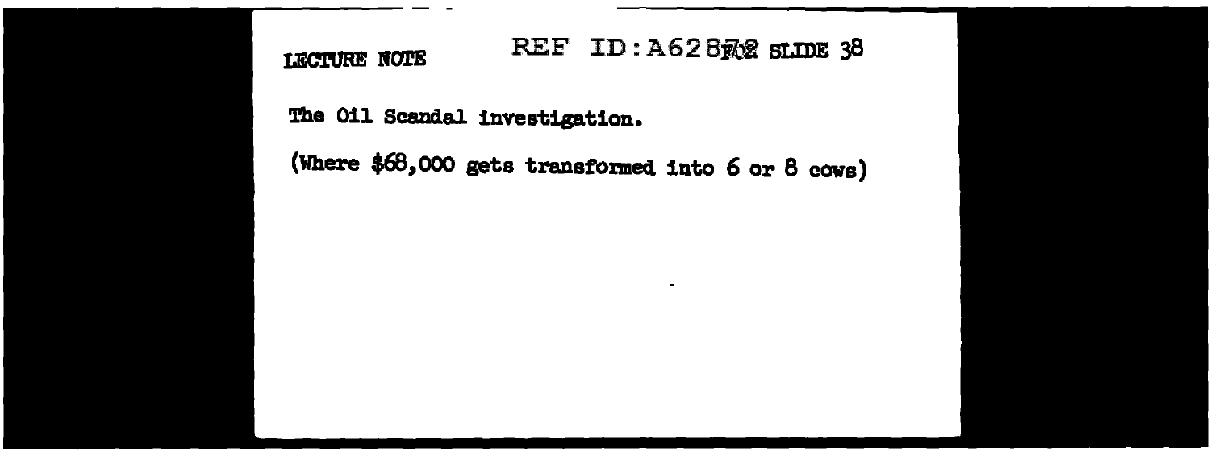LECTURE NOTE FOR SLIDE 38

The Oil Scandal investigation.

(Where $68,000 gets transformed into 6 or 8 cows)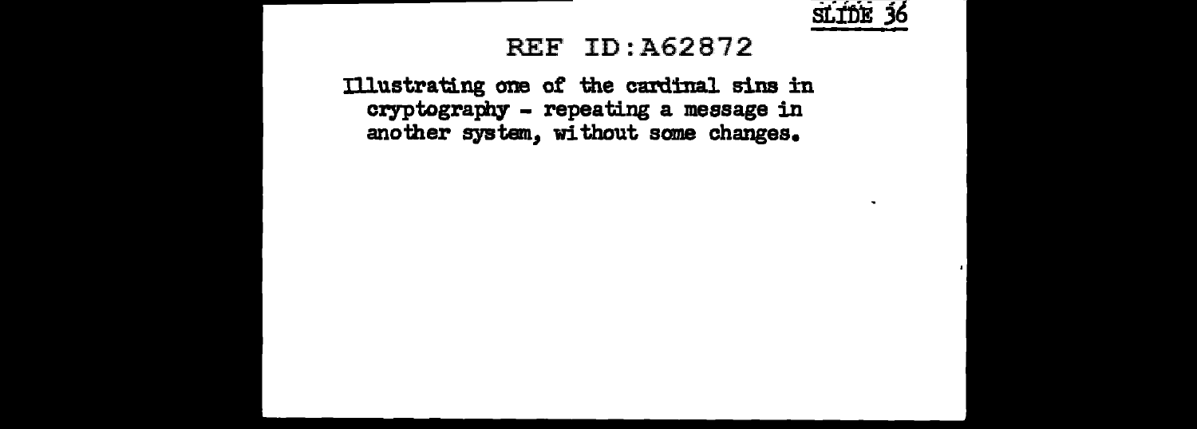SLIDE 36

REF ID:A62872

Illustrating one of the cardinal sins in cryptography - repeating a message in another system, without some changes.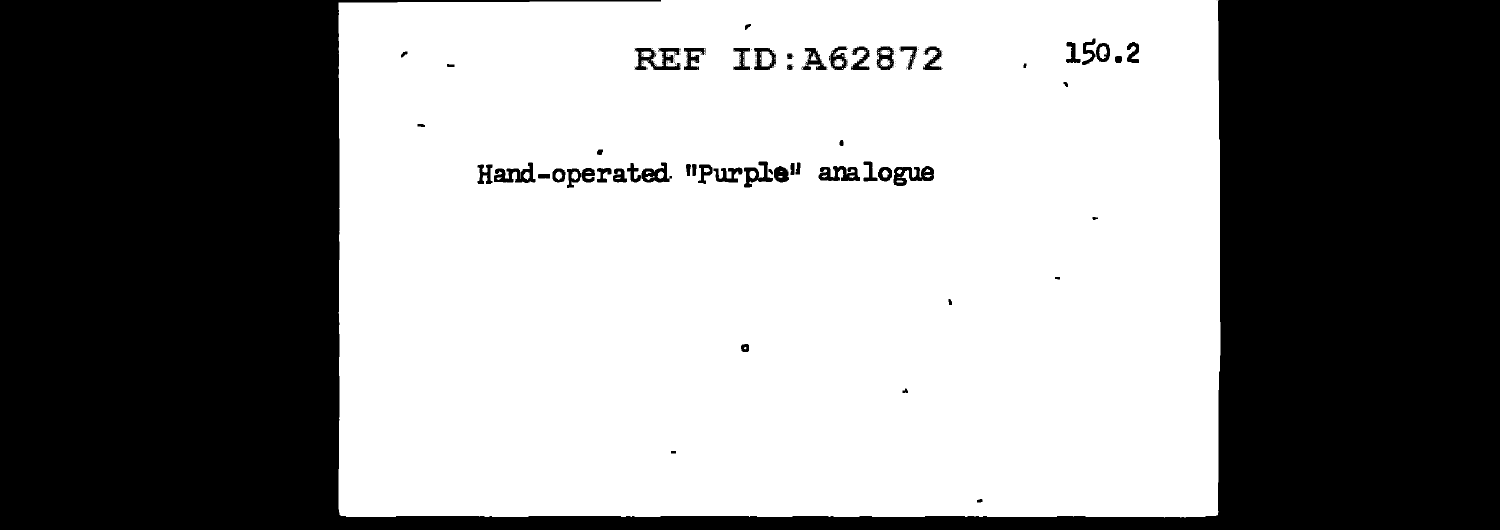150.2

Hand-operated "Purple" analogue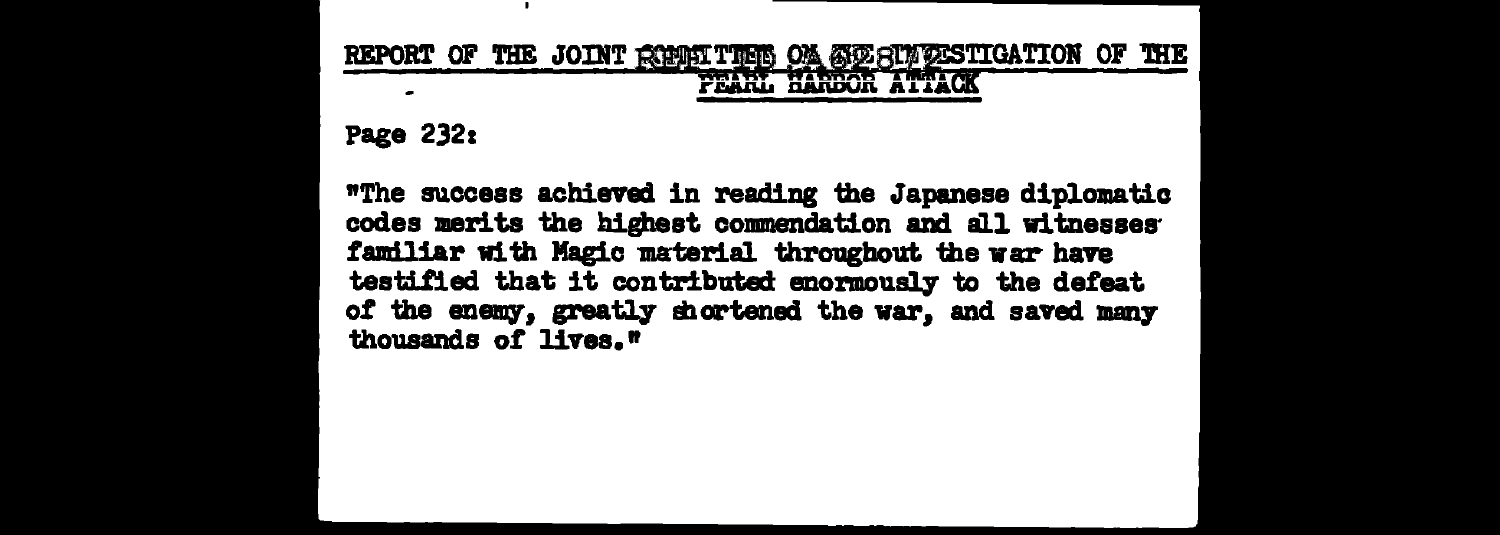# REPORT OF THE JOINT COMMITTEE ON THE INVESTIGATION OF THE PEARL HARBOR ATTACK

Page 232:

"The success achieved in reading the Japanese diplomatic codes merits the highest commendation and all witnesses familiar with Magic material throughout the war have testified that it contributed enormously to the defeat of the enemy, greatly shortened the war, and saved many thousands of lives."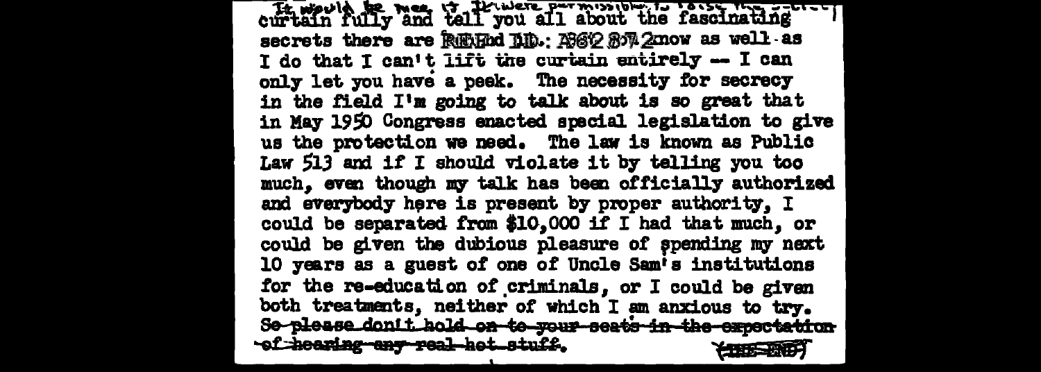It would be nice if I were permitted to raise the curtain fully and tell you all about the fascinating secrets there are REF ID: A62871 know as well as I do that I can't lift the curtain entirely -- I can only let you have a peek. The necessity for secrecy in the field I'm going to talk about is so great that in May 1950 Congress enacted special legislation to give us the protection we need. The law is known as Public Law 513 and if I should violate it by telling you too much, even though my talk has been officially authorized and everybody here is present by proper authority, I could be separated from $10,000 if I had that much, or could be given the dubious pleasure of spending my next 10 years as a guest of one of Uncle Sam's institutions for the re-education of criminals, or I could be given both treatments, neither of which I am anxious to try. ~~So please don't hold on to your seats in the expectation of hearing any real hot stuff.~~ (THE END)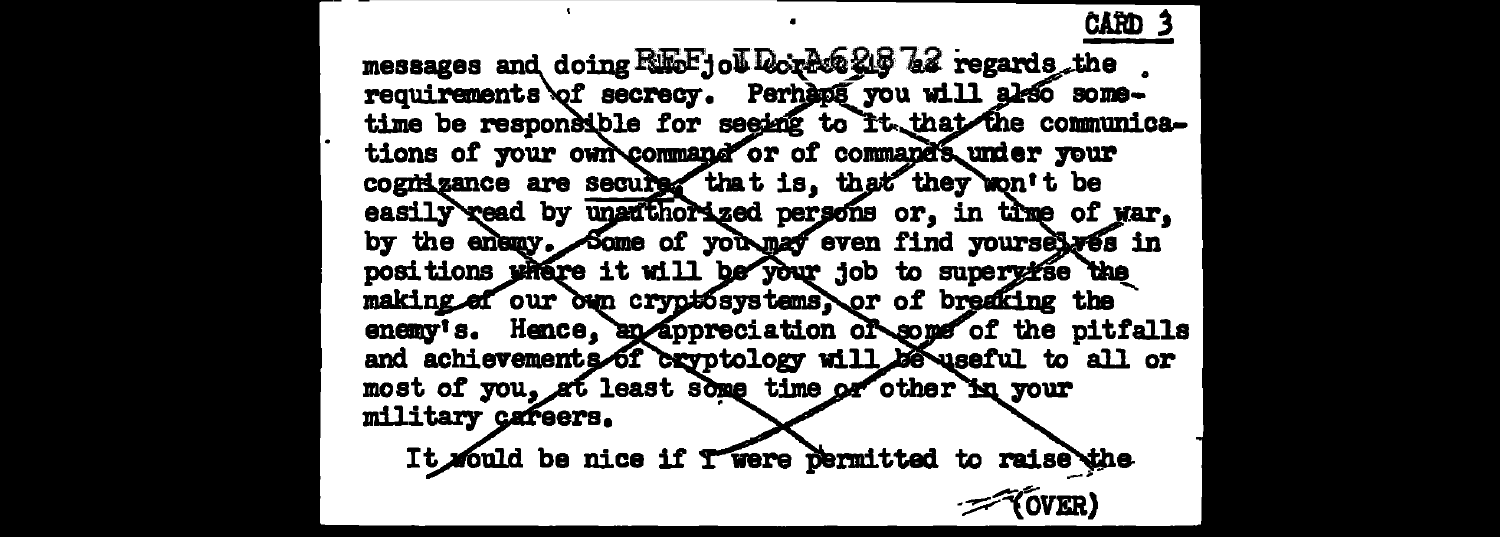CARD 3

messages and doing the job correctly as regards the requirements of secrecy. Perhaps you will also sometime be responsible for seeing to it that the communications of your own command or of commands under your cognizance are secure, that is, that they won't be easily read by unauthorized persons or, in time of war, by the enemy. Some of you may even find yourselves in positions where it will be your job to supervise the making of our own cryptosystems, or of breaking the enemy's. Hence, an appreciation of some of the pitfalls and achievements of cryptology will be useful to all or most of you, at least some time or other in your military careers.

It would be nice if I were permitted to raise the

(OVER)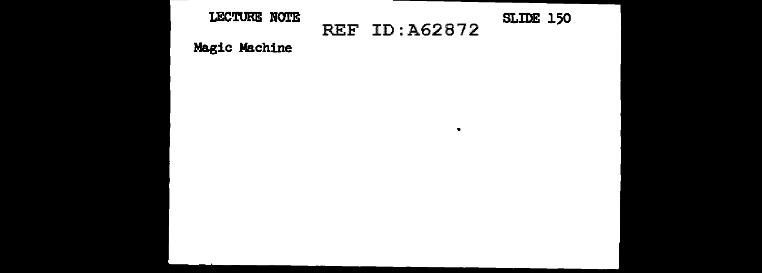LECTURE NOTE

REF ID:A62872

SLIDE 150

Magic Machine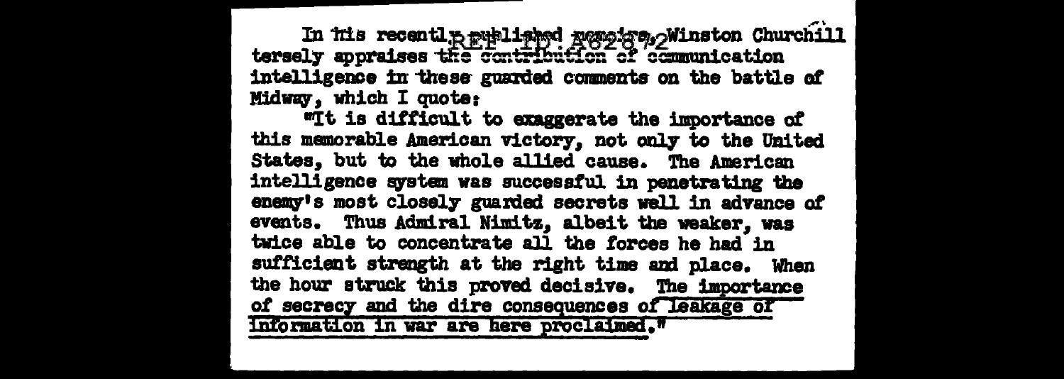In his recently published memoirs, Winston Churchill tersely appraises the contribution of communication intelligence in these guarded comments on the battle of Midway, which I quote:

"It is difficult to exaggerate the importance of this memorable American victory, not only to the United States, but to the whole allied cause. The American intelligence system was successful in penetrating the enemy's most closely guarded secrets well in advance of events. Thus Admiral Nimitz, albeit the weaker, was twice able to concentrate all the forces he had in sufficient strength at the right time and place. When the hour struck this proved decisive. The importance of secrecy and the dire consequences of leakage of information in war are here proclaimed."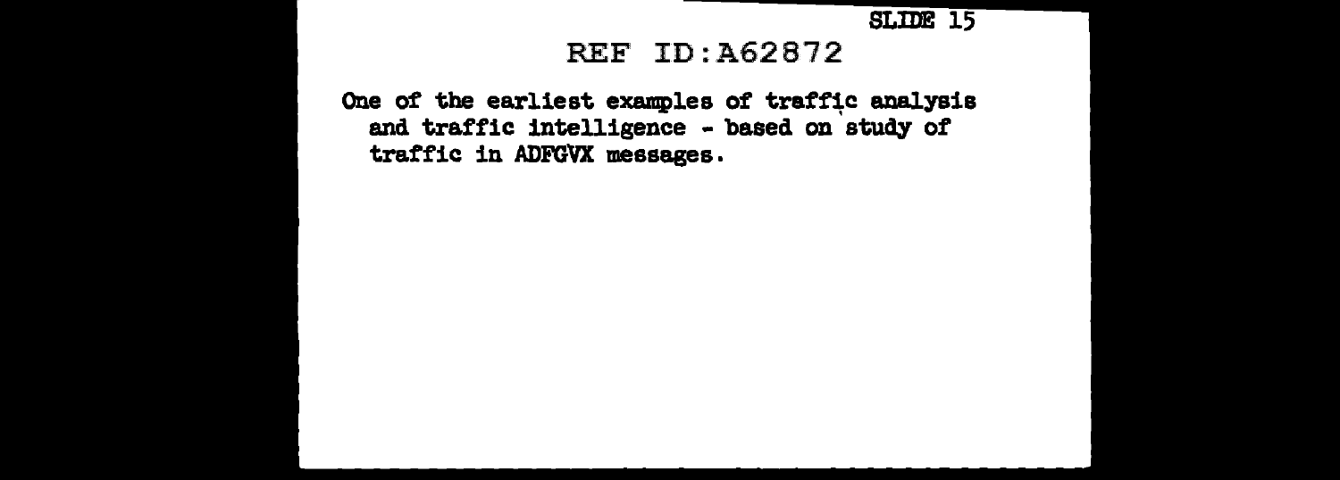SLIDE 15

REF ID:A62872

One of the earliest examples of traffic analysis and traffic intelligence - based on study of traffic in ADFGVX messages.